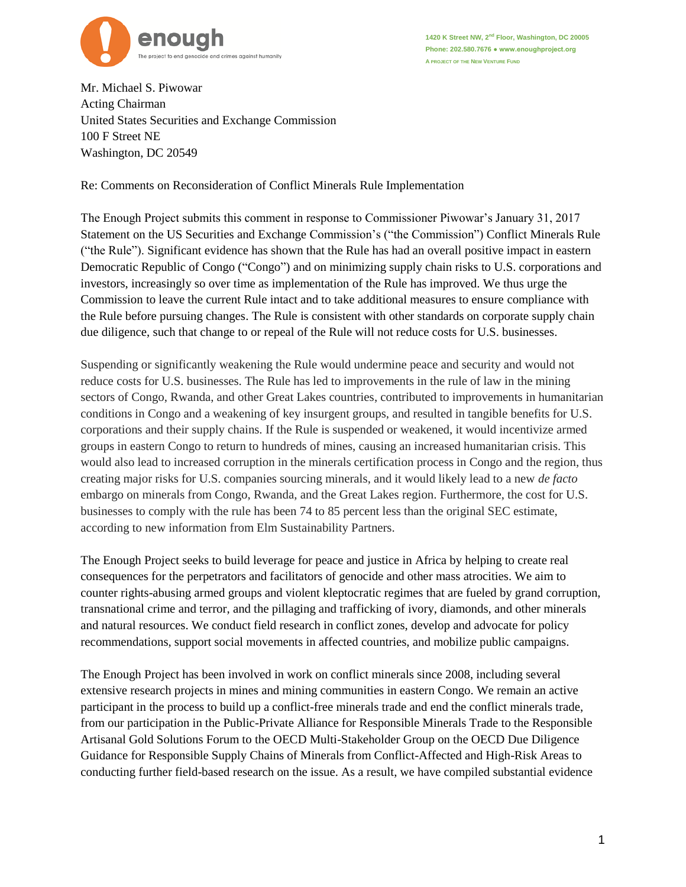enough

The project to end genocide and crimes against humanity

1420 K Street NW, 2nd Floor, Washington, DC 20005
Phone: 202.580.7676 ● www.enoughproject.org
A PROJECT OF THE NEW VENTURE FUND

Mr. Michael S. Piwowar
Acting Chairman
United States Securities and Exchange Commission
100 F Street NE
Washington, DC 20549

Re: Comments on Reconsideration of Conflict Minerals Rule Implementation

The Enough Project submits this comment in response to Commissioner Piwowar's January 31, 2017 Statement on the US Securities and Exchange Commission's ("the Commission") Conflict Minerals Rule ("the Rule"). Significant evidence has shown that the Rule has had an overall positive impact in eastern Democratic Republic of Congo ("Congo") and on minimizing supply chain risks to U.S. corporations and investors, increasingly so over time as implementation of the Rule has improved. We thus urge the Commission to leave the current Rule intact and to take additional measures to ensure compliance with the Rule before pursuing changes. The Rule is consistent with other standards on corporate supply chain due diligence, such that change to or repeal of the Rule will not reduce costs for U.S. businesses.

Suspending or significantly weakening the Rule would undermine peace and security and would not reduce costs for U.S. businesses. The Rule has led to improvements in the rule of law in the mining sectors of Congo, Rwanda, and other Great Lakes countries, contributed to improvements in humanitarian conditions in Congo and a weakening of key insurgent groups, and resulted in tangible benefits for U.S. corporations and their supply chains. If the Rule is suspended or weakened, it would incentivize armed groups in eastern Congo to return to hundreds of mines, causing an increased humanitarian crisis. This would also lead to increased corruption in the minerals certification process in Congo and the region, thus creating major risks for U.S. companies sourcing minerals, and it would likely lead to a new *de facto* embargo on minerals from Congo, Rwanda, and the Great Lakes region. Furthermore, the cost for U.S. businesses to comply with the rule has been 74 to 85 percent less than the original SEC estimate, according to new information from Elm Sustainability Partners.

The Enough Project seeks to build leverage for peace and justice in Africa by helping to create real consequences for the perpetrators and facilitators of genocide and other mass atrocities. We aim to counter rights-abusing armed groups and violent kleptocratic regimes that are fueled by grand corruption, transnational crime and terror, and the pillaging and trafficking of ivory, diamonds, and other minerals and natural resources. We conduct field research in conflict zones, develop and advocate for policy recommendations, support social movements in affected countries, and mobilize public campaigns.

The Enough Project has been involved in work on conflict minerals since 2008, including several extensive research projects in mines and mining communities in eastern Congo. We remain an active participant in the process to build up a conflict-free minerals trade and end the conflict minerals trade, from our participation in the Public-Private Alliance for Responsible Minerals Trade to the Responsible Artisanal Gold Solutions Forum to the OECD Multi-Stakeholder Group on the OECD Due Diligence Guidance for Responsible Supply Chains of Minerals from Conflict-Affected and High-Risk Areas to conducting further field-based research on the issue. As a result, we have compiled substantial evidence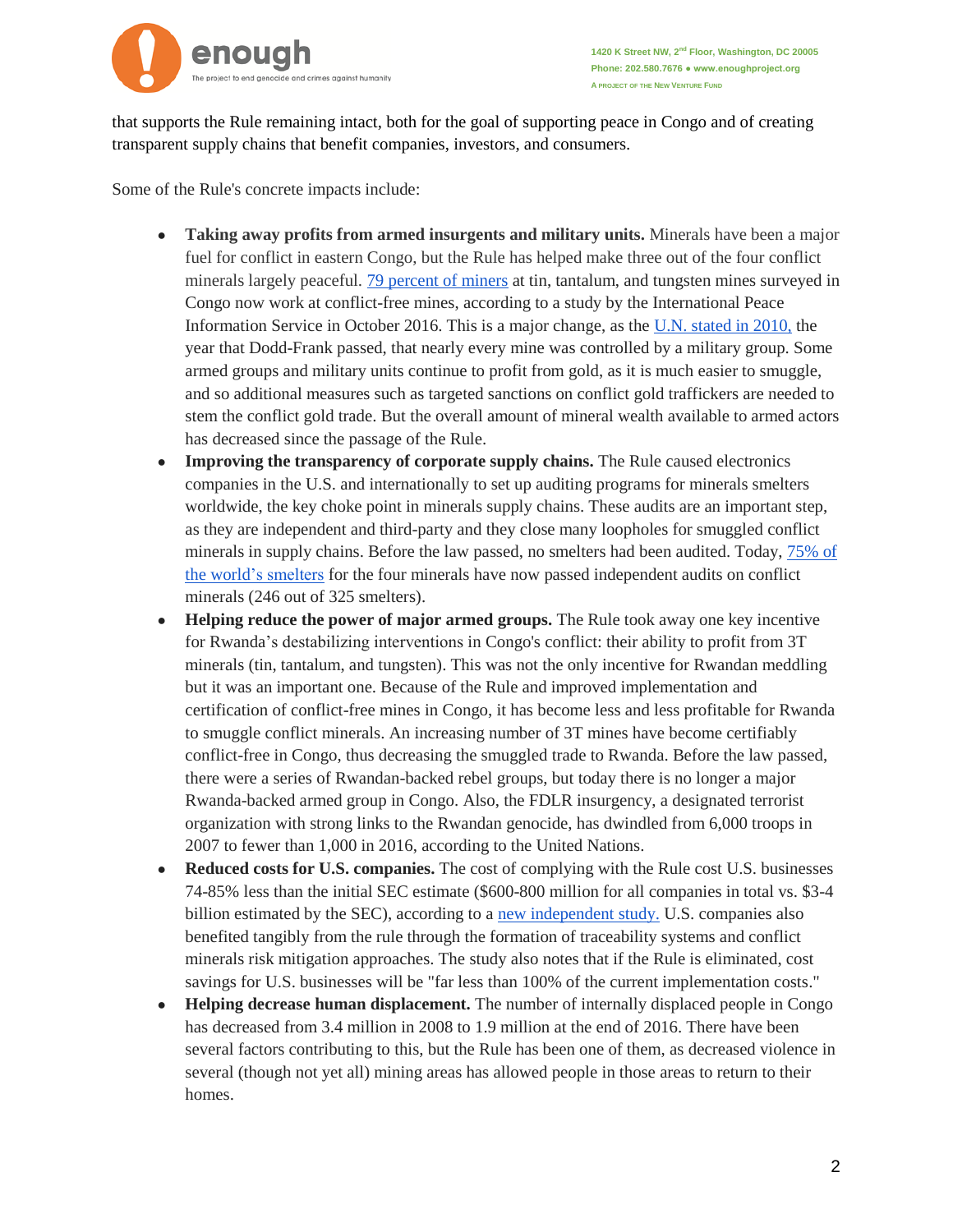that supports the Rule remaining intact, both for the goal of supporting peace in Congo and of creating transparent supply chains that benefit companies, investors, and consumers.

Some of the Rule's concrete impacts include:

- **Taking away profits from armed insurgents and military units.** Minerals have been a major fuel for conflict in eastern Congo, but the Rule has helped make three out of the four conflict minerals largely peaceful. 79 percent of miners at tin, tantalum, and tungsten mines surveyed in Congo now work at conflict-free mines, according to a study by the International Peace Information Service in October 2016. This is a major change, as the U.N. stated in 2010, the year that Dodd-Frank passed, that nearly every mine was controlled by a military group. Some armed groups and military units continue to profit from gold, as it is much easier to smuggle, and so additional measures such as targeted sanctions on conflict gold traffickers are needed to stem the conflict gold trade. But the overall amount of mineral wealth available to armed actors has decreased since the passage of the Rule.
- **Improving the transparency of corporate supply chains.** The Rule caused electronics companies in the U.S. and internationally to set up auditing programs for minerals smelters worldwide, the key choke point in minerals supply chains. These audits are an important step, as they are independent and third-party and they close many loopholes for smuggled conflict minerals in supply chains. Before the law passed, no smelters had been audited. Today, 75% of the world's smelters for the four minerals have now passed independent audits on conflict minerals (246 out of 325 smelters).
- **Helping reduce the power of major armed groups.** The Rule took away one key incentive for Rwanda's destabilizing interventions in Congo's conflict: their ability to profit from 3T minerals (tin, tantalum, and tungsten). This was not the only incentive for Rwandan meddling but it was an important one. Because of the Rule and improved implementation and certification of conflict-free mines in Congo, it has become less and less profitable for Rwanda to smuggle conflict minerals. An increasing number of 3T mines have become certifiably conflict-free in Congo, thus decreasing the smuggled trade to Rwanda. Before the law passed, there were a series of Rwandan-backed rebel groups, but today there is no longer a major Rwanda-backed armed group in Congo. Also, the FDLR insurgency, a designated terrorist organization with strong links to the Rwandan genocide, has dwindled from 6,000 troops in 2007 to fewer than 1,000 in 2016, according to the United Nations.
- **Reduced costs for U.S. companies.** The cost of complying with the Rule cost U.S. businesses 74-85% less than the initial SEC estimate ($600-800 million for all companies in total vs. $3-4 billion estimated by the SEC), according to a new independent study. U.S. companies also benefited tangibly from the rule through the formation of traceability systems and conflict minerals risk mitigation approaches. The study also notes that if the Rule is eliminated, cost savings for U.S. businesses will be "far less than 100% of the current implementation costs."
- **Helping decrease human displacement.** The number of internally displaced people in Congo has decreased from 3.4 million in 2008 to 1.9 million at the end of 2016. There have been several factors contributing to this, but the Rule has been one of them, as decreased violence in several (though not yet all) mining areas has allowed people in those areas to return to their homes.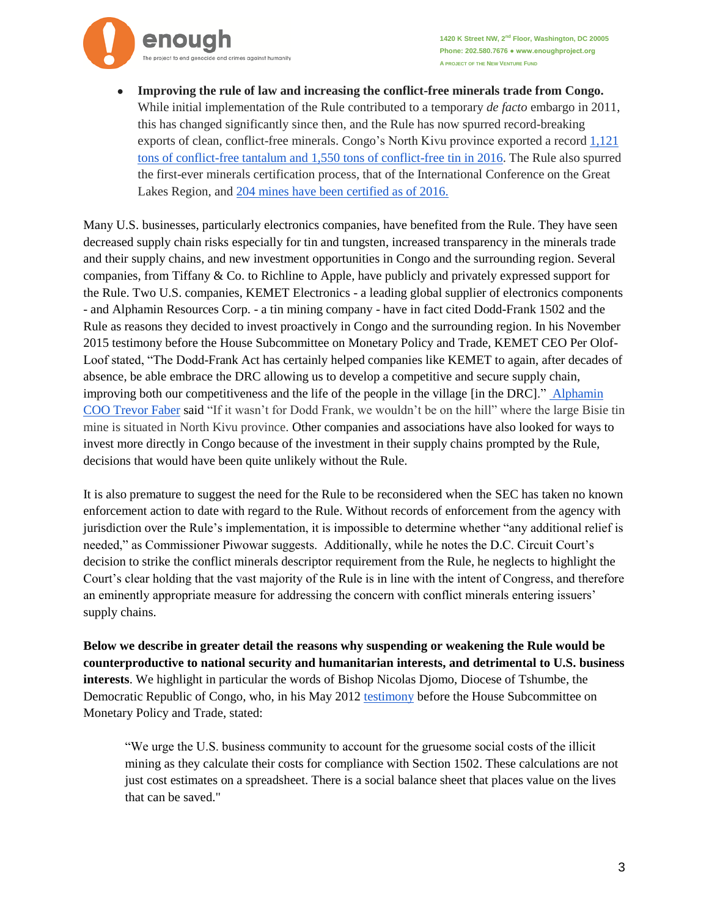- **Improving the rule of law and increasing the conflict-free minerals trade from Congo.** While initial implementation of the Rule contributed to a temporary *de facto* embargo in 2011, this has changed significantly since then, and the Rule has now spurred record-breaking exports of clean, conflict-free minerals. Congo's North Kivu province exported a record 1,121 tons of conflict-free tantalum and 1,550 tons of conflict-free tin in 2016. The Rule also spurred the first-ever minerals certification process, that of the International Conference on the Great Lakes Region, and 204 mines have been certified as of 2016.

Many U.S. businesses, particularly electronics companies, have benefited from the Rule. They have seen decreased supply chain risks especially for tin and tungsten, increased transparency in the minerals trade and their supply chains, and new investment opportunities in Congo and the surrounding region. Several companies, from Tiffany & Co. to Richline to Apple, have publicly and privately expressed support for the Rule. Two U.S. companies, KEMET Electronics - a leading global supplier of electronics components - and Alphamin Resources Corp. - a tin mining company - have in fact cited Dodd-Frank 1502 and the Rule as reasons they decided to invest proactively in Congo and the surrounding region. In his November 2015 testimony before the House Subcommittee on Monetary Policy and Trade, KEMET CEO Per Olof-Loof stated, "The Dodd-Frank Act has certainly helped companies like KEMET to again, after decades of absence, be able embrace the DRC allowing us to develop a competitive and secure supply chain, improving both our competitiveness and the life of the people in the village [in the DRC]." Alphamin COO Trevor Faber said "If it wasn't for Dodd Frank, we wouldn't be on the hill" where the large Bisie tin mine is situated in North Kivu province. Other companies and associations have also looked for ways to invest more directly in Congo because of the investment in their supply chains prompted by the Rule, decisions that would have been quite unlikely without the Rule.

It is also premature to suggest the need for the Rule to be reconsidered when the SEC has taken no known enforcement action to date with regard to the Rule. Without records of enforcement from the agency with jurisdiction over the Rule's implementation, it is impossible to determine whether "any additional relief is needed," as Commissioner Piwowar suggests. Additionally, while he notes the D.C. Circuit Court's decision to strike the conflict minerals descriptor requirement from the Rule, he neglects to highlight the Court's clear holding that the vast majority of the Rule is in line with the intent of Congress, and therefore an eminently appropriate measure for addressing the concern with conflict minerals entering issuers' supply chains.

**Below we describe in greater detail the reasons why suspending or weakening the Rule would be counterproductive to national security and humanitarian interests, and detrimental to U.S. business interests**. We highlight in particular the words of Bishop Nicolas Djomo, Diocese of Tshumbe, the Democratic Republic of Congo, who, in his May 2012 testimony before the House Subcommittee on Monetary Policy and Trade, stated:

> "We urge the U.S. business community to account for the gruesome social costs of the illicit mining as they calculate their costs for compliance with Section 1502. These calculations are not just cost estimates on a spreadsheet. There is a social balance sheet that places value on the lives that can be saved."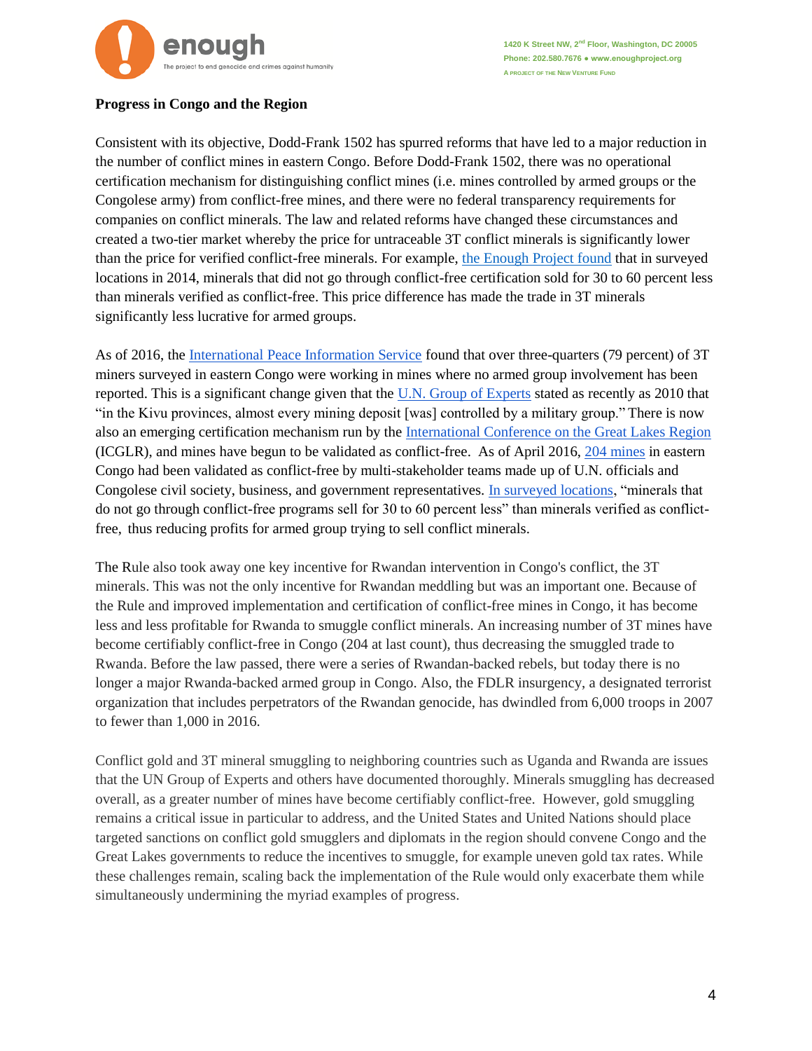**Progress in Congo and the Region**

Consistent with its objective, Dodd-Frank 1502 has spurred reforms that have led to a major reduction in the number of conflict mines in eastern Congo. Before Dodd-Frank 1502, there was no operational certification mechanism for distinguishing conflict mines (i.e. mines controlled by armed groups or the Congolese army) from conflict-free mines, and there were no federal transparency requirements for companies on conflict minerals. The law and related reforms have changed these circumstances and created a two-tier market whereby the price for untraceable 3T conflict minerals is significantly lower than the price for verified conflict-free minerals. For example, the Enough Project found that in surveyed locations in 2014, minerals that did not go through conflict-free certification sold for 30 to 60 percent less than minerals verified as conflict-free. This price difference has made the trade in 3T minerals significantly less lucrative for armed groups.

As of 2016, the International Peace Information Service found that over three-quarters (79 percent) of 3T miners surveyed in eastern Congo were working in mines where no armed group involvement has been reported. This is a significant change given that the U.N. Group of Experts stated as recently as 2010 that "in the Kivu provinces, almost every mining deposit [was] controlled by a military group." There is now also an emerging certification mechanism run by the International Conference on the Great Lakes Region (ICGLR), and mines have begun to be validated as conflict-free. As of April 2016, 204 mines in eastern Congo had been validated as conflict-free by multi-stakeholder teams made up of U.N. officials and Congolese civil society, business, and government representatives. In surveyed locations, "minerals that do not go through conflict-free programs sell for 30 to 60 percent less" than minerals verified as conflict-free, thus reducing profits for armed group trying to sell conflict minerals.

The Rule also took away one key incentive for Rwandan intervention in Congo's conflict, the 3T minerals. This was not the only incentive for Rwandan meddling but was an important one. Because of the Rule and improved implementation and certification of conflict-free mines in Congo, it has become less and less profitable for Rwanda to smuggle conflict minerals. An increasing number of 3T mines have become certifiably conflict-free in Congo (204 at last count), thus decreasing the smuggled trade to Rwanda. Before the law passed, there were a series of Rwandan-backed rebels, but today there is no longer a major Rwanda-backed armed group in Congo. Also, the FDLR insurgency, a designated terrorist organization that includes perpetrators of the Rwandan genocide, has dwindled from 6,000 troops in 2007 to fewer than 1,000 in 2016.

Conflict gold and 3T mineral smuggling to neighboring countries such as Uganda and Rwanda are issues that the UN Group of Experts and others have documented thoroughly. Minerals smuggling has decreased overall, as a greater number of mines have become certifiably conflict-free. However, gold smuggling remains a critical issue in particular to address, and the United States and United Nations should place targeted sanctions on conflict gold smugglers and diplomats in the region should convene Congo and the Great Lakes governments to reduce the incentives to smuggle, for example uneven gold tax rates. While these challenges remain, scaling back the implementation of the Rule would only exacerbate them while simultaneously undermining the myriad examples of progress.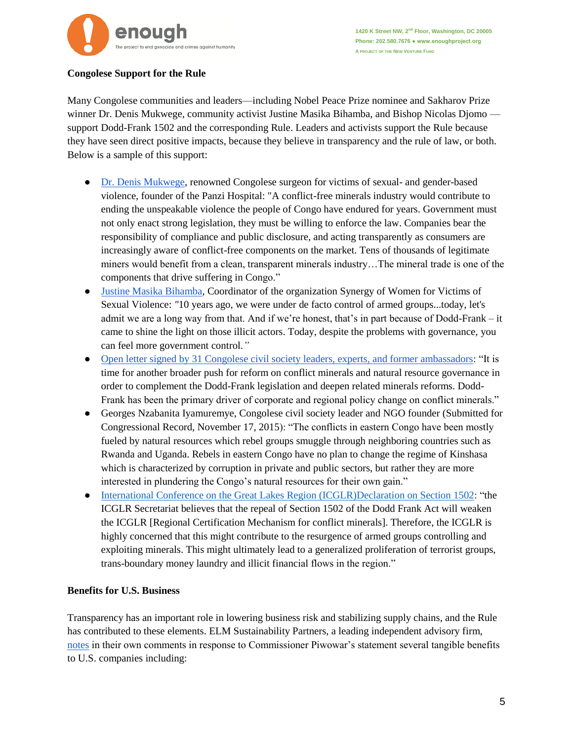**Congolese Support for the Rule**

Many Congolese communities and leaders—including Nobel Peace Prize nominee and Sakharov Prize winner Dr. Denis Mukwege, community activist Justine Masika Bihamba, and Bishop Nicolas Djomo — support Dodd-Frank 1502 and the corresponding Rule. Leaders and activists support the Rule because they have seen direct positive impacts, because they believe in transparency and the rule of law, or both. Below is a sample of this support:

- Dr. Denis Mukwege, renowned Congolese surgeon for victims of sexual- and gender-based violence, founder of the Panzi Hospital: "A conflict-free minerals industry would contribute to ending the unspeakable violence the people of Congo have endured for years. Government must not only enact strong legislation, they must be willing to enforce the law. Companies bear the responsibility of compliance and public disclosure, and acting transparently as consumers are increasingly aware of conflict-free components on the market. Tens of thousands of legitimate miners would benefit from a clean, transparent minerals industry…The mineral trade is one of the components that drive suffering in Congo."
- Justine Masika Bihamba, Coordinator of the organization Synergy of Women for Victims of Sexual Violence: *"*10 years ago, we were under de facto control of armed groups...today, let's admit we are a long way from that. And if we're honest, that's in part because of Dodd-Frank – it came to shine the light on those illicit actors. Today, despite the problems with governance, you can feel more government control.*"*
- Open letter signed by 31 Congolese civil society leaders, experts, and former ambassadors: "It is time for another broader push for reform on conflict minerals and natural resource governance in order to complement the Dodd-Frank legislation and deepen related minerals reforms. Dodd-Frank has been the primary driver of corporate and regional policy change on conflict minerals."
- Georges Nzabanita Iyamuremye, Congolese civil society leader and NGO founder (Submitted for Congressional Record, November 17, 2015): "The conflicts in eastern Congo have been mostly fueled by natural resources which rebel groups smuggle through neighboring countries such as Rwanda and Uganda. Rebels in eastern Congo have no plan to change the regime of Kinshasa which is characterized by corruption in private and public sectors, but rather they are more interested in plundering the Congo's natural resources for their own gain."
- International Conference on the Great Lakes Region (ICGLR)Declaration on Section 1502: "the ICGLR Secretariat believes that the repeal of Section 1502 of the Dodd Frank Act will weaken the ICGLR [Regional Certification Mechanism for conflict minerals]. Therefore, the ICGLR is highly concerned that this might contribute to the resurgence of armed groups controlling and exploiting minerals. This might ultimately lead to a generalized proliferation of terrorist groups, trans-boundary money laundry and illicit financial flows in the region."

**Benefits for U.S. Business**

Transparency has an important role in lowering business risk and stabilizing supply chains, and the Rule has contributed to these elements. ELM Sustainability Partners, a leading independent advisory firm, notes in their own comments in response to Commissioner Piwowar's statement several tangible benefits to U.S. companies including: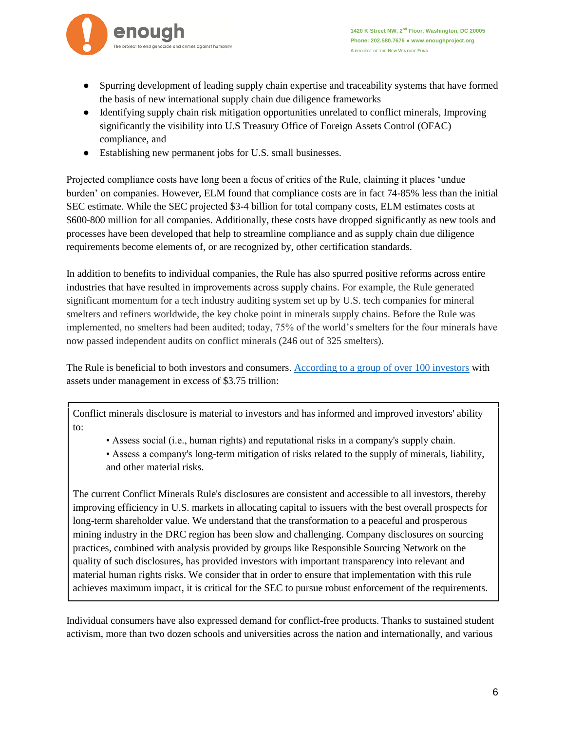- Spurring development of leading supply chain expertise and traceability systems that have formed the basis of new international supply chain due diligence frameworks
- Identifying supply chain risk mitigation opportunities unrelated to conflict minerals, Improving significantly the visibility into U.S Treasury Office of Foreign Assets Control (OFAC) compliance, and
- Establishing new permanent jobs for U.S. small businesses.

Projected compliance costs have long been a focus of critics of the Rule, claiming it places 'undue burden' on companies. However, ELM found that compliance costs are in fact 74-85% less than the initial SEC estimate. While the SEC projected $3-4 billion for total company costs, ELM estimates costs at $600-800 million for all companies. Additionally, these costs have dropped significantly as new tools and processes have been developed that help to streamline compliance and as supply chain due diligence requirements become elements of, or are recognized by, other certification standards.

In addition to benefits to individual companies, the Rule has also spurred positive reforms across entire industries that have resulted in improvements across supply chains. For example, the Rule generated significant momentum for a tech industry auditing system set up by U.S. tech companies for mineral smelters and refiners worldwide, the key choke point in minerals supply chains. Before the Rule was implemented, no smelters had been audited; today, 75% of the world's smelters for the four minerals have now passed independent audits on conflict minerals (246 out of 325 smelters).

The Rule is beneficial to both investors and consumers. According to a group of over 100 investors with assets under management in excess of $3.75 trillion:

> Conflict minerals disclosure is material to investors and has informed and improved investors' ability to:
>
> • Assess social (i.e., human rights) and reputational risks in a company's supply chain.
>
> • Assess a company's long-term mitigation of risks related to the supply of minerals, liability, and other material risks.
>
> The current Conflict Minerals Rule's disclosures are consistent and accessible to all investors, thereby improving efficiency in U.S. markets in allocating capital to issuers with the best overall prospects for long-term shareholder value. We understand that the transformation to a peaceful and prosperous mining industry in the DRC region has been slow and challenging. Company disclosures on sourcing practices, combined with analysis provided by groups like Responsible Sourcing Network on the quality of such disclosures, has provided investors with important transparency into relevant and material human rights risks. We consider that in order to ensure that implementation with this rule achieves maximum impact, it is critical for the SEC to pursue robust enforcement of the requirements.

Individual consumers have also expressed demand for conflict-free products. Thanks to sustained student activism, more than two dozen schools and universities across the nation and internationally, and various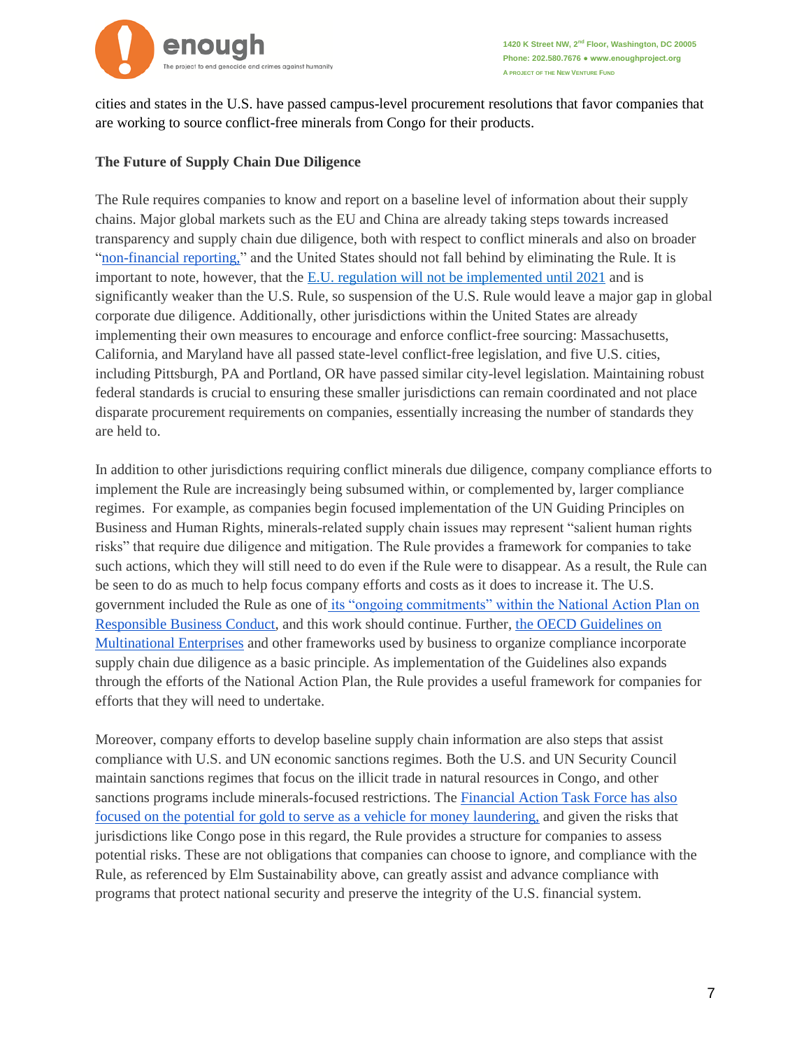cities and states in the U.S. have passed campus-level procurement resolutions that favor companies that are working to source conflict-free minerals from Congo for their products.

**The Future of Supply Chain Due Diligence**

The Rule requires companies to know and report on a baseline level of information about their supply chains. Major global markets such as the EU and China are already taking steps towards increased transparency and supply chain due diligence, both with respect to conflict minerals and also on broader "non-financial reporting," and the United States should not fall behind by eliminating the Rule. It is important to note, however, that the E.U. regulation will not be implemented until 2021 and is significantly weaker than the U.S. Rule, so suspension of the U.S. Rule would leave a major gap in global corporate due diligence. Additionally, other jurisdictions within the United States are already implementing their own measures to encourage and enforce conflict-free sourcing: Massachusetts, California, and Maryland have all passed state-level conflict-free legislation, and five U.S. cities, including Pittsburgh, PA and Portland, OR have passed similar city-level legislation. Maintaining robust federal standards is crucial to ensuring these smaller jurisdictions can remain coordinated and not place disparate procurement requirements on companies, essentially increasing the number of standards they are held to.

In addition to other jurisdictions requiring conflict minerals due diligence, company compliance efforts to implement the Rule are increasingly being subsumed within, or complemented by, larger compliance regimes. For example, as companies begin focused implementation of the UN Guiding Principles on Business and Human Rights, minerals-related supply chain issues may represent "salient human rights risks" that require due diligence and mitigation. The Rule provides a framework for companies to take such actions, which they will still need to do even if the Rule were to disappear. As a result, the Rule can be seen to do as much to help focus company efforts and costs as it does to increase it. The U.S. government included the Rule as one of its "ongoing commitments" within the National Action Plan on Responsible Business Conduct, and this work should continue. Further, the OECD Guidelines on Multinational Enterprises and other frameworks used by business to organize compliance incorporate supply chain due diligence as a basic principle. As implementation of the Guidelines also expands through the efforts of the National Action Plan, the Rule provides a useful framework for companies for efforts that they will need to undertake.

Moreover, company efforts to develop baseline supply chain information are also steps that assist compliance with U.S. and UN economic sanctions regimes. Both the U.S. and UN Security Council maintain sanctions regimes that focus on the illicit trade in natural resources in Congo, and other sanctions programs include minerals-focused restrictions. The Financial Action Task Force has also focused on the potential for gold to serve as a vehicle for money laundering, and given the risks that jurisdictions like Congo pose in this regard, the Rule provides a structure for companies to assess potential risks. These are not obligations that companies can choose to ignore, and compliance with the Rule, as referenced by Elm Sustainability above, can greatly assist and advance compliance with programs that protect national security and preserve the integrity of the U.S. financial system.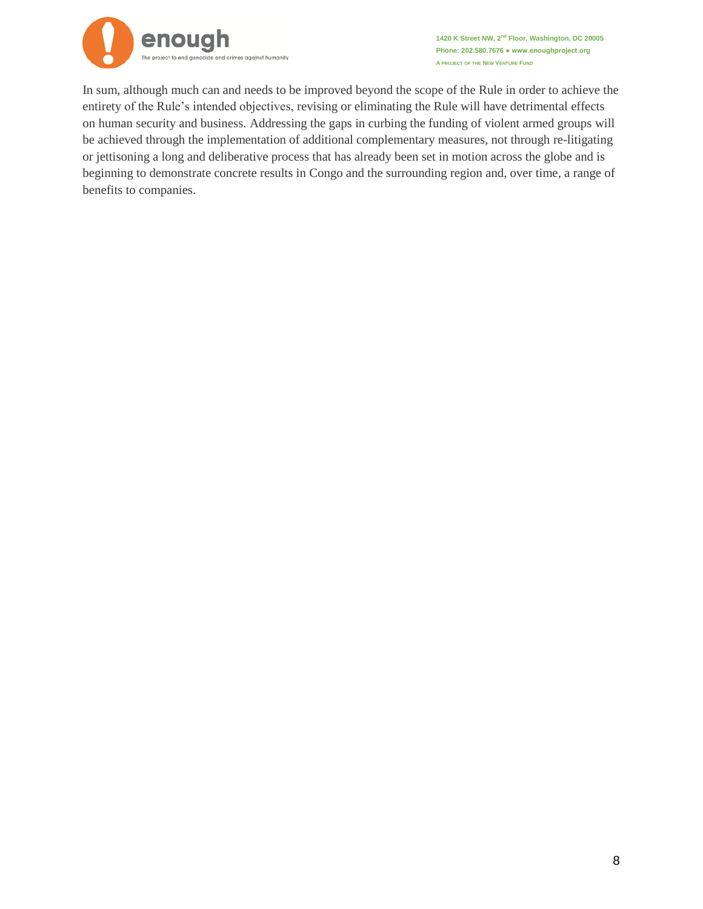In sum, although much can and needs to be improved beyond the scope of the Rule in order to achieve the entirety of the Rule's intended objectives, revising or eliminating the Rule will have detrimental effects on human security and business. Addressing the gaps in curbing the funding of violent armed groups will be achieved through the implementation of additional complementary measures, not through re-litigating or jettisoning a long and deliberative process that has already been set in motion across the globe and is beginning to demonstrate concrete results in Congo and the surrounding region and, over time, a range of benefits to companies.